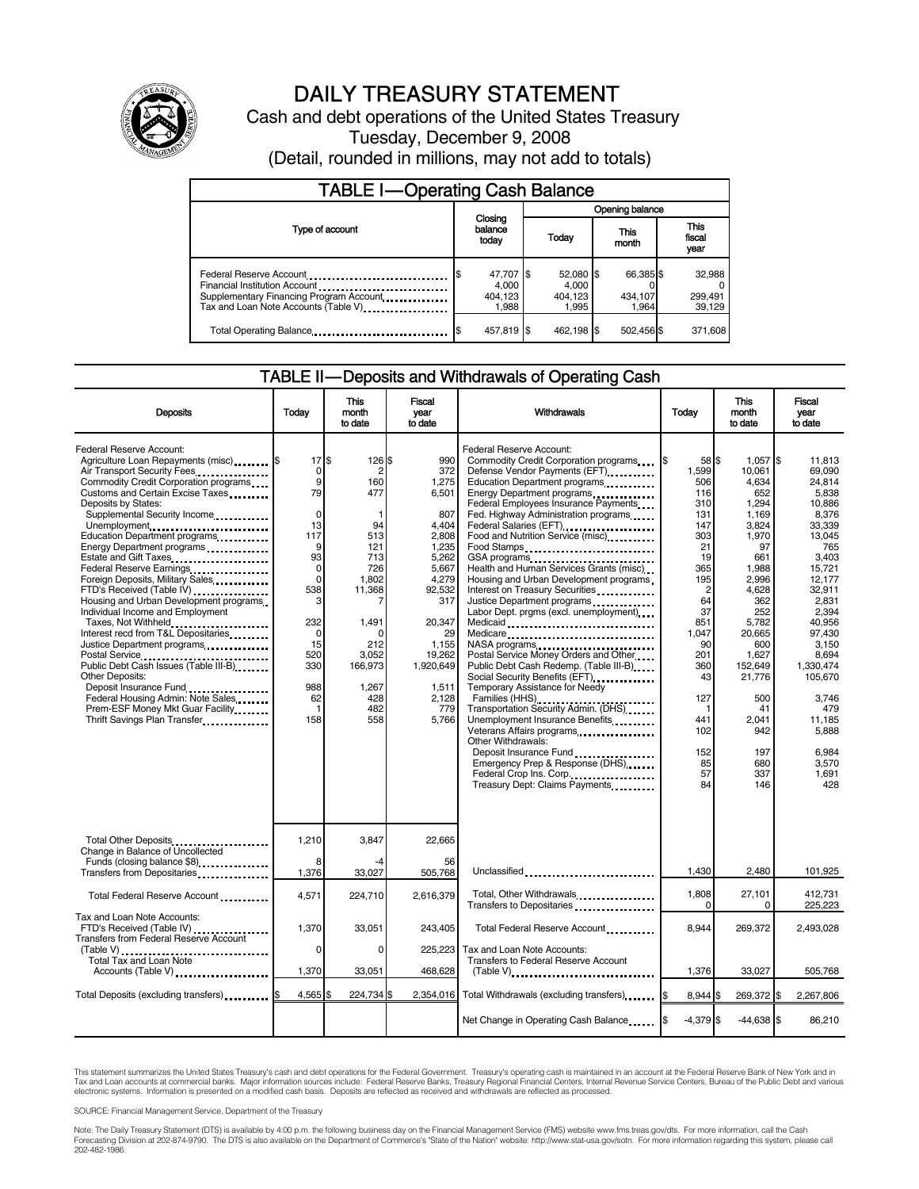# DAILY TREASURY STATEMENT

Cash and debt operations of the United States Treasury

Tuesday, December 9, 2008

(Detail, rounded in millions, may not add to totals)

## TABLE I—Operating Cash Balance

| Type of account | Closing balance today | Opening balance Today | Opening balance This month | Opening balance This fiscal year |
|---|---|---|---|---|
| Federal Reserve Account | $ 47,707 | $ 52,080 | $ 66,385 | $ 32,988 |
| Financial Institution Account | 4,000 | 4,000 | 0 | 0 |
| Supplementary Financing Program Account | 404,123 | 404,123 | 434,107 | 299,491 |
| Tax and Loan Note Accounts (Table V) | 1,988 | 1,995 | 1,964 | 39,129 |
| Total Operating Balance | $ 457,819 | $ 462,198 | $ 502,456 | $ 371,608 |

## TABLE II—Deposits and Withdrawals of Operating Cash

| Deposits | Today | This month to date | Fiscal year to date | Withdrawals | Today | This month to date | Fiscal year to date |
|---|---|---|---|---|---|---|---|
| Federal Reserve Account: | | | | Federal Reserve Account: | | | |
| Agriculture Loan Repayments (misc) | $ 17 | $ 126 | $ 990 | Commodity Credit Corporation programs | $ 58 | $ 1,057 | $ 11,813 |
| Air Transport Security Fees | 0 | 2 | 372 | Defense Vendor Payments (EFT) | 1,599 | 10,061 | 69,090 |
| Commodity Credit Corporation programs | 9 | 160 | 1,275 | Education Department programs | 506 | 4,634 | 24,814 |
| Customs and Certain Excise Taxes | 79 | 477 | 6,501 | Energy Department programs | 116 | 652 | 5,838 |
| Deposits by States: | | | | Federal Employees Insurance Payments | 310 | 1,294 | 10,886 |
| Supplemental Security Income | 0 | 1 | 807 | Fed. Highway Administration programs | 131 | 1,169 | 8,376 |
| Unemployment | 13 | 94 | 4,404 | Federal Salaries (EFT) | 147 | 3,824 | 33,339 |
| Education Department programs | 117 | 513 | 2,808 | Food and Nutrition Service (misc) | 303 | 1,970 | 13,045 |
| Energy Department programs | 9 | 121 | 1,235 | Food Stamps | 21 | 97 | 765 |
| Estate and Gift Taxes | 93 | 713 | 5,262 | GSA programs | 19 | 661 | 3,403 |
| Federal Reserve Earnings | 0 | 726 | 5,667 | Health and Human Services Grants (misc) | 365 | 1,988 | 15,721 |
| Foreign Deposits, Military Sales | 0 | 1,802 | 4,279 | Housing and Urban Development programs | 195 | 2,996 | 12,177 |
| FTD's Received (Table IV) | 538 | 11,368 | 92,532 | Interest on Treasury Securities | 2 | 4,628 | 32,911 |
| Housing and Urban Development programs | 3 | 7 | 317 | Justice Department programs | 64 | 362 | 2,831 |
| Individual Income and Employment | | | | Labor Dept. prgms (excl. unemployment) | 37 | 252 | 2,394 |
| Taxes, Not Withheld | 232 | 1,491 | 20,347 | Medicaid | 851 | 5,782 | 40,956 |
| Interest recd from T&L Depositaries | 0 | 0 | 29 | Medicare | 1,047 | 20,665 | 97,430 |
| Justice Department programs | 15 | 212 | 1,155 | NASA programs | 90 | 600 | 3,150 |
| Postal Service | 520 | 3,052 | 19,262 | Postal Service Money Orders and Other | 201 | 1,627 | 8,694 |
| Public Debt Cash Issues (Table III-B) | 330 | 166,973 | 1,920,649 | Public Debt Cash Redemp. (Table III-B) | 360 | 152,649 | 1,330,474 |
| Other Deposits: | | | | Social Security Benefits (EFT) | 43 | 21,776 | 105,670 |
| Deposit Insurance Fund | 988 | 1,267 | 1,511 | Temporary Assistance for Needy | | | |
| Federal Housing Admin: Note Sales | 62 | 428 | 2,128 | Families (HHS) | 127 | 500 | 3,746 |
| Prem-ESF Money Mkt Guar Facility | 1 | 482 | 779 | Transportation Security Admin. (DHS) | 1 | 41 | 479 |
| Thrift Savings Plan Transfer | 158 | 558 | 5,766 | Unemployment Insurance Benefits | 441 | 2,041 | 11,185 |
| | | | | Veterans Affairs programs | 102 | 942 | 5,888 |
| | | | | Other Withdrawals: | | | |
| | | | | Deposit Insurance Fund | 152 | 197 | 6,984 |
| | | | | Emergency Prep & Response (DHS) | 85 | 680 | 3,570 |
| | | | | Federal Crop Ins. Corp. | 57 | 337 | 1,691 |
| | | | | Treasury Dept: Claims Payments | 84 | 146 | 428 |
| Total Other Deposits | 1,210 | 3,847 | 22,665 | | | | |
| Change in Balance of Uncollected Funds (closing balance $8) | 8 | -4 | 56 | | | | |
| Transfers from Depositaries | 1,376 | 33,027 | 505,768 | Unclassified | 1,430 | 2,480 | 101,925 |
| Total Federal Reserve Account | 4,571 | 224,710 | 2,616,379 | Total, Other Withdrawals | 1,808 | 27,101 | 412,731 |
| | | | | Transfers to Depositaries | 0 | 0 | 225,223 |
| Tax and Loan Note Accounts: | | | | Total Federal Reserve Account | 8,944 | 269,372 | 2,493,028 |
| FTD's Received (Table IV) | 1,370 | 33,051 | 243,405 | | | | |
| Transfers from Federal Reserve Account (Table V) | 0 | 0 | 225,223 | Tax and Loan Note Accounts: | | | |
| Total Tax and Loan Note Accounts (Table V) | 1,370 | 33,051 | 468,628 | Transfers to Federal Reserve Account (Table V) | 1,376 | 33,027 | 505,768 |
| Total Deposits (excluding transfers) | $ 4,565 | $ 224,734 | $ 2,354,016 | Total Withdrawals (excluding transfers) | $ 8,944 | $ 269,372 | $ 2,267,806 |
| | | | | Net Change in Operating Cash Balance | $ -4,379 | $ -44,638 | $ 86,210 |

This statement summarizes the United States Treasury's cash and debt operations for the Federal Government. Treasury's operating cash is maintained in an account at the Federal Reserve Bank of New York and in Tax and Loan accounts at commercial banks. Major information sources include: Federal Reserve Banks, Treasury Regional Financial Centers, Internal Revenue Service Centers, Bureau of the Public Debt and various electronic systems. Information is presented on a modified cash basis. Deposits are reflected as received and withdrawals are reflected as processed.

SOURCE: Financial Management Service, Department of the Treasury

Note: The Daily Treasury Statement (DTS) is available by 4:00 p.m. the following business day on the Financial Management Service (FMS) website www.fms.treas.gov/dts. For more information, call the Cash Forecasting Division at 202-874-9790. The DTS is also available on the Department of Commerce's "State of the Nation" website: http://www.stat-usa.gov/sotn. For more information regarding this system, please call 202-482-1986.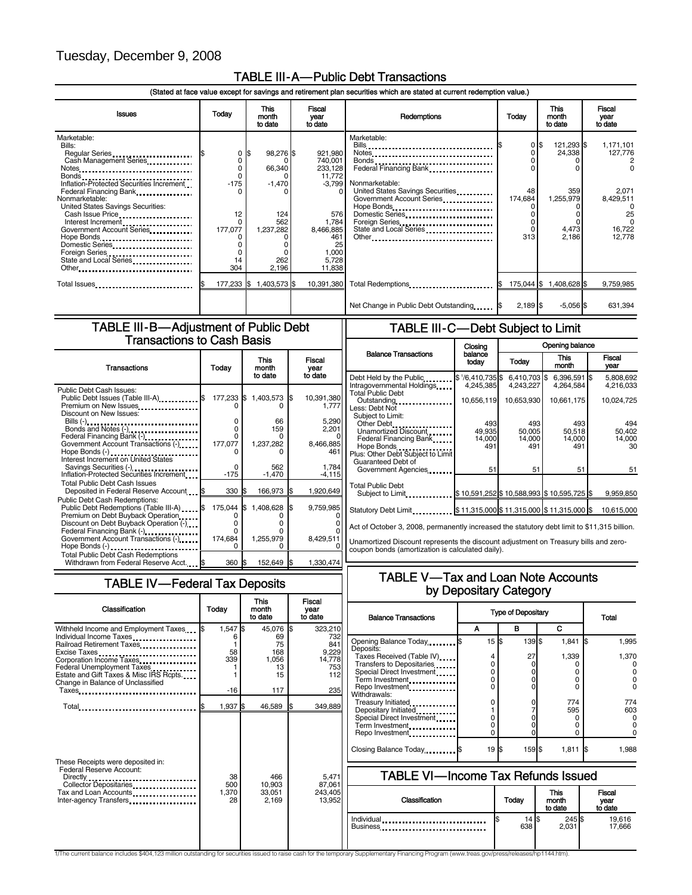Tuesday, December 9, 2008

## TABLE III-A—Public Debt Transactions

(Stated at face value except for savings and retirement plan securities which are stated at current redemption value.)

| Issues | Today | This month to date | Fiscal year to date |
|---|---|---|---|
| Marketable: | | | |
| Bills: | | | |
| Regular Series | $ 0 | $ 98,276 | $ 921,980 |
| Cash Management Series | 0 | 0 | 740,001 |
| Notes | 0 | 66,340 | 233,128 |
| Bonds | 0 | 0 | 11,772 |
| Inflation-Protected Securities Increment | -175 | -1,470 | -3,799 |
| Federal Financing Bank | 0 | 0 | 0 |
| Nonmarketable: | | | |
| United States Savings Securities: | | | |
| Cash Issue Price | 12 | 124 | 576 |
| Interest Increment | 0 | 562 | 1,784 |
| Government Account Series | 177,077 | 1,237,282 | 8,466,885 |
| Hope Bonds | 0 | 0 | 461 |
| Domestic Series | 0 | 0 | 25 |
| Foreign Series | 0 | 0 | 1,000 |
| State and Local Series | 14 | 262 | 5,728 |
| Other | 304 | 2,196 | 11,838 |
| Total Issues | $ 177,233 | $ 1,403,573 | $ 10,391,380 |

| Redemptions | Today | This month to date | Fiscal year to date |
|---|---|---|---|
| Marketable: | | | |
| Bills | $ 0 | $ 121,293 | $ 1,171,101 |
| Notes | 0 | 24,338 | 127,776 |
| Bonds | 0 | 0 | 2 |
| Federal Financing Bank | 0 | 0 | 0 |
| Nonmarketable: | | | |
| United States Savings Securities | 48 | 359 | 2,071 |
| Government Account Series | 174,684 | 1,255,979 | 8,429,511 |
| Hope Bonds | 0 | 0 | 0 |
| Domestic Series | 0 | 0 | 25 |
| Foreign Series | 0 | 0 | 0 |
| State and Local Series | 0 | 4,473 | 16,722 |
| Other | 313 | 2,186 | 12,778 |
| Total Redemptions | $ 175,044 | $ 1,408,628 | $ 9,759,985 |
| Net Change in Public Debt Outstanding | $ 2,189 | $ -5,056 | $ 631,394 |

## TABLE III-B—Adjustment of Public Debt Transactions to Cash Basis

| Transactions | Today | This month to date | Fiscal year to date |
|---|---|---|---|
| Public Debt Cash Issues: | | | |
| Public Debt Issues (Table III-A) | $ 177,233 | $ 1,403,573 | $ 10,391,380 |
| Premium on New Issues | 0 | 0 | 1,777 |
| Discount on New Issues: | | | |
| Bills (-) | 0 | 66 | 5,290 |
| Bonds and Notes (-) | 0 | 159 | 2,201 |
| Federal Financing Bank (-) | 0 | 0 | 0 |
| Government Account Transactions (-) | 177,077 | 1,237,282 | 8,466,885 |
| Hope Bonds (-) | 0 | 0 | 461 |
| Interest Increment on United States Savings Securities (-) | 0 | 562 | 1,784 |
| Inflation-Protected Securities Increment | -175 | -1,470 | -4,115 |
| Total Public Debt Cash Issues Deposited in Federal Reserve Account | $ 330 | $ 166,973 | $ 1,920,649 |
| Public Debt Cash Redemptions: | | | |
| Public Debt Redemptions (Table III-A) | $ 175,044 | $ 1,408,628 | $ 9,759,985 |
| Premium on Debt Buyback Operation | 0 | 0 | 0 |
| Discount on Debt Buyback Operation (-) | 0 | 0 | 0 |
| Federal Financing Bank (-) | 0 | 0 | 0 |
| Government Account Transactions (-) | 174,684 | 1,255,979 | 8,429,511 |
| Hope Bonds (-) | 0 | 0 | 0 |
| Total Public Debt Cash Redemptions Withdrawn from Federal Reserve Acct. | $ 360 | $ 152,649 | $ 1,330,474 |

## TABLE III-C—Debt Subject to Limit

| Balance Transactions | Closing balance today | Opening balance Today | Opening balance This month | Opening balance Fiscal year |
|---|---|---|---|---|
| Debt Held by the Public | $ [1]6,410,735 | $ 6,410,703 | $ 6,396,591 | $ 5,808,692 |
| Intragovernmental Holdings | 4,245,385 | 4,243,227 | 4,264,584 | 4,216,033 |
| Total Public Debt Outstanding | 10,656,119 | 10,653,930 | 10,661,175 | 10,024,725 |
| Less: Debt Not Subject to Limit: | | | | |
| Other Debt | 493 | 493 | 493 | 494 |
| Unamortized Discount | 49,935 | 50,005 | 50,518 | 50,402 |
| Federal Financing Bank | 14,000 | 14,000 | 14,000 | 14,000 |
| Hope Bonds | 491 | 491 | 491 | 30 |
| Plus: Other Debt Subject to Limit | | | | |
| Guaranteed Debt of Government Agencies | 51 | 51 | 51 | 51 |
| Total Public Debt Subject to Limit | $ 10,591,252 | $ 10,588,993 | $ 10,595,725 | $ 9,959,850 |
| Statutory Debt Limit | $ 11,315,000 | $ 11,315,000 | $ 11,315,000 | $ 10,615,000 |

Act of October 3, 2008, permanently increased the statutory debt limit to $11,315 billion.

Unamortized Discount represents the discount adjustment on Treasury bills and zero-coupon bonds (amortization is calculated daily).

## TABLE IV—Federal Tax Deposits

| Classification | Today | This month to date | Fiscal year to date |
|---|---|---|---|
| Withheld Income and Employment Taxes | $ 1,547 | $ 45,076 | $ 323,210 |
| Individual Income Taxes | 6 | 69 | 732 |
| Railroad Retirement Taxes | 1 | 75 | 841 |
| Excise Taxes | 58 | 168 | 9,229 |
| Corporation Income Taxes | 339 | 1,056 | 14,778 |
| Federal Unemployment Taxes | 1 | 13 | 753 |
| Estate and Gift Taxes & Misc IRS Rcpts. | 1 | 15 | 112 |
| Change in Balance of Unclassified Taxes | -16 | 117 | 235 |
| Total | $ 1,937 | $ 46,589 | $ 349,889 |
| These Receipts were deposited in: | | | |
| Federal Reserve Account: | | | |
| Directly | 38 | 466 | 5,471 |
| Collector Depositaries | 500 | 10,903 | 87,061 |
| Tax and Loan Accounts | 1,370 | 33,051 | 243,405 |
| Inter-agency Transfers | 28 | 2,169 | 13,952 |

## TABLE V—Tax and Loan Note Accounts by Depositary Category

| Balance Transactions | Type of Depositary A | B | C | Total |
|---|---|---|---|---|
| Opening Balance Today | $ 15 | $ 139 | $ 1,841 | $ 1,995 |
| Deposits: | | | | |
| Taxes Received (Table IV) | 4 | 27 | 1,339 | 1,370 |
| Transfers to Depositaries | 0 | 0 | 0 | 0 |
| Special Direct Investment | 0 | 0 | 0 | 0 |
| Term Investment | 0 | 0 | 0 | 0 |
| Repo Investment | 0 | 0 | 0 | 0 |
| Withdrawals: | | | | |
| Treasury Initiated | 0 | 0 | 774 | 774 |
| Depositary Initiated | 1 | 7 | 595 | 603 |
| Special Direct Investment | 0 | 0 | 0 | 0 |
| Term Investment | 0 | 0 | 0 | 0 |
| Repo Investment | 0 | 0 | 0 | 0 |
| Closing Balance Today | $ 19 | $ 159 | $ 1,811 | $ 1,988 |

## TABLE VI—Income Tax Refunds Issued

| Classification | Today | This month to date | Fiscal year to date |
|---|---|---|---|
| Individual | $ 14 | $ 245 | $ 19,616 |
| Business | 638 | 2,031 | 17,666 |

1/The current balance includes $404,123 million outstanding for securities issued to raise cash for the temporary Supplementary Financing Program (www.treas.gov/press/releases/hp1144.htm).